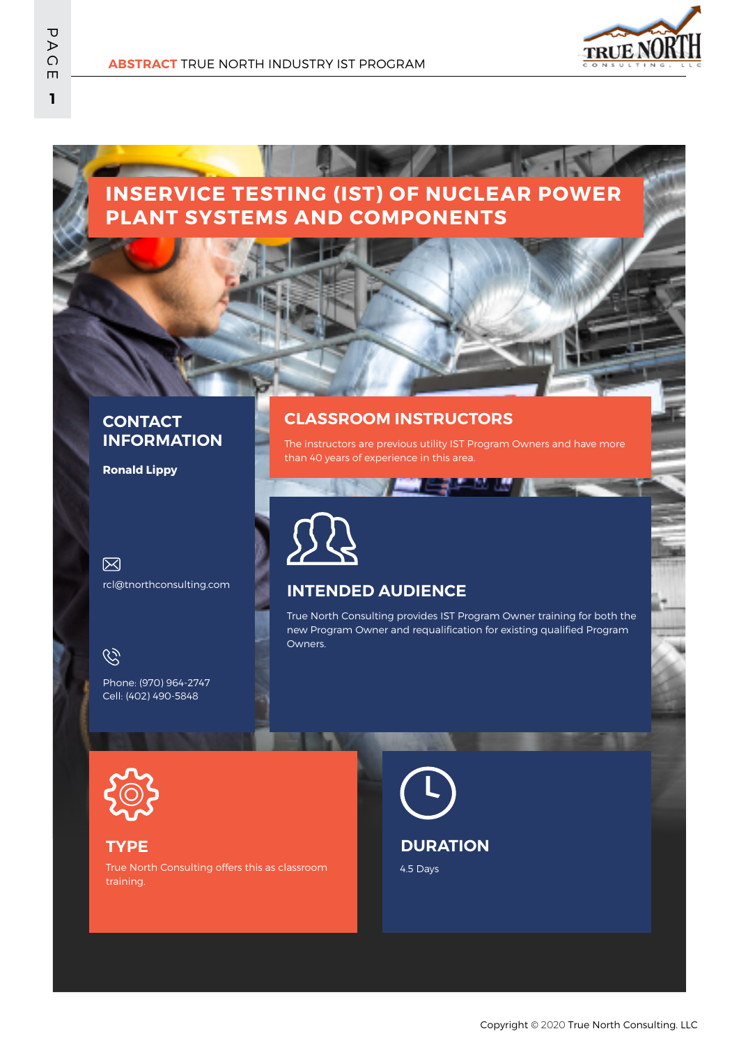# INSERVICE TESTING (IST) OF NUCLEAR POWER PLANT SYSTEMS AND COMPONENTS

## CONTACT INFORMATION

**Ronald Lippy**

rcl@tnorthconsulting.com

Phone: (970) 964-2747
Cell: (402) 490-5848

## CLASSROOM INSTRUCTORS

The instructors are previous utility IST Program Owners and have more than 40 years of experience in this area.

## INTENDED AUDIENCE

True North Consulting provides IST Program Owner training for both the new Program Owner and requalification for existing qualified Program Owners.

## TYPE

True North Consulting offers this as classroom training.

## DURATION

4.5 Days

Copyright © 2020 True North Consulting. LLC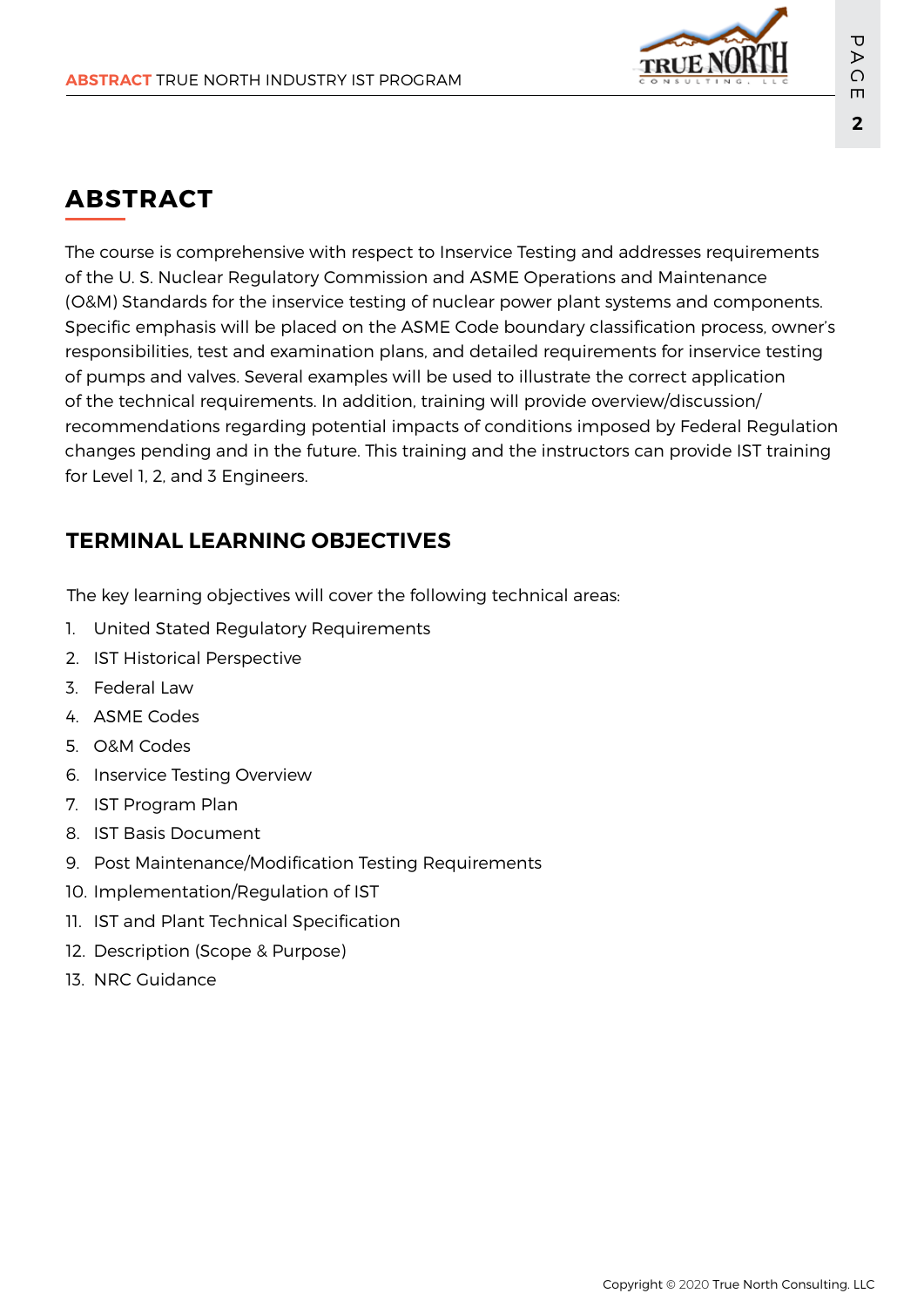# ABSTRACT

The course is comprehensive with respect to Inservice Testing and addresses requirements of the U. S. Nuclear Regulatory Commission and ASME Operations and Maintenance (O&M) Standards for the inservice testing of nuclear power plant systems and components. Specific emphasis will be placed on the ASME Code boundary classification process, owner's responsibilities, test and examination plans, and detailed requirements for inservice testing of pumps and valves. Several examples will be used to illustrate the correct application of the technical requirements. In addition, training will provide overview/discussion/recommendations regarding potential impacts of conditions imposed by Federal Regulation changes pending and in the future. This training and the instructors can provide IST training for Level 1, 2, and 3 Engineers.

## TERMINAL LEARNING OBJECTIVES

The key learning objectives will cover the following technical areas:

1. United Stated Regulatory Requirements
2. IST Historical Perspective
3. Federal Law
4. ASME Codes
5. O&M Codes
6. Inservice Testing Overview
7. IST Program Plan
8. IST Basis Document
9. Post Maintenance/Modification Testing Requirements
10. Implementation/Regulation of IST
11. IST and Plant Technical Specification
12. Description (Scope & Purpose)
13. NRC Guidance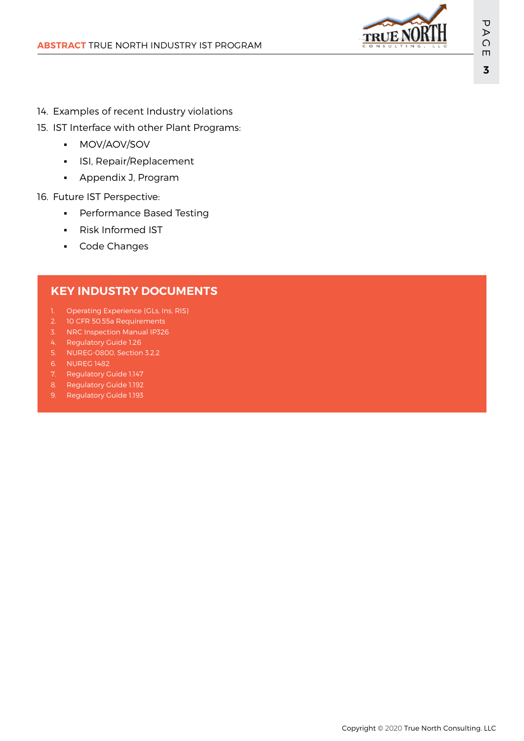14. Examples of recent Industry violations
15. IST Interface with other Plant Programs:
    - MOV/AOV/SOV
    - ISI, Repair/Replacement
    - Appendix J, Program
16. Future IST Perspective:
    - Performance Based Testing
    - Risk Informed IST
    - Code Changes

## KEY INDUSTRY DOCUMENTS

1. Operating Experience (GLs, Ins, RIS)
2. 10 CFR 50.55a Requirements
3. NRC Inspection Manual IP326
4. Regulatory Guide 1.26
5. NUREG-0800, Section 3.2.2
6. NUREG 1482
7. Regulatory Guide 1.147
8. Regulatory Guide 1.192
9. Regulatory Guide 1.193

Copyright © 2020 True North Consulting, LLC